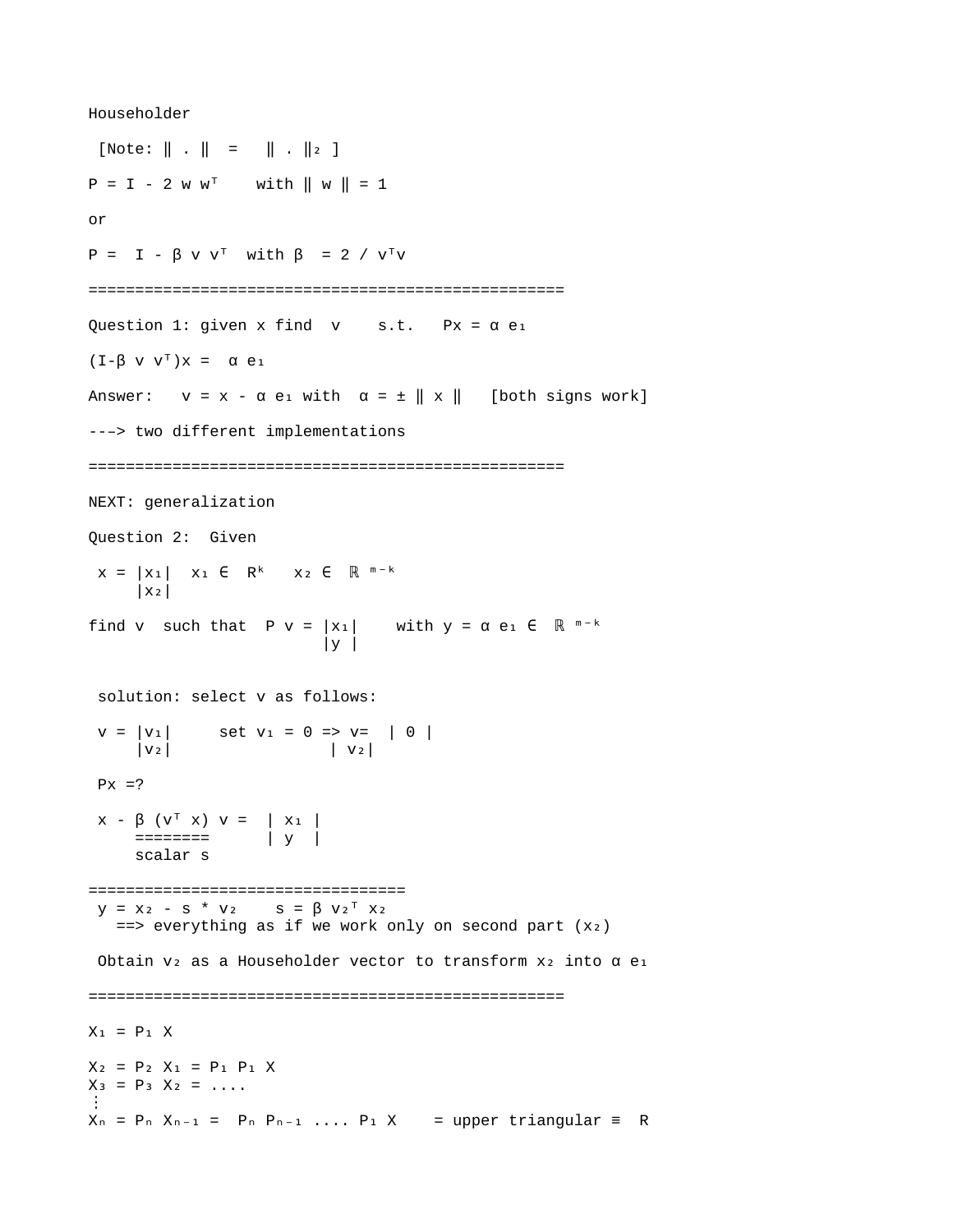Householder

[Note: $\| . \| = \| . \|_2$ ]

$P = I - 2 w w^T$ with $\| w \| = 1$

or

$P = I - \beta v v^T$ with $\beta = 2 / v^T v$

==================================================

Question 1: given x find v s.t. $Px = \alpha e_1$

$(I - \beta v v^T)x = \alpha e_1$

Answer: $v = x - \alpha e_1$ with $\alpha = \pm \| x \|$ [both signs work]

---> two different implementations

==================================================

NEXT: generalization

Question 2: Given

$x = \begin{vmatrix} x_1 \\ x_2 \end{vmatrix}$ $x_1 \in R^k$ $x_2 \in \mathbb{R}^{m-k}$

find v such that $P v = \begin{vmatrix} x_1 \\ y \end{vmatrix}$ with $y = \alpha e_1 \in \mathbb{R}^{m-k}$

solution: select v as follows:

$v = \begin{vmatrix} v_1 \\ v_2 \end{vmatrix}$ set $v_1 = 0 \Rightarrow v = \begin{vmatrix} 0 \\ v_2 \end{vmatrix}$

Px =?

$x - \underbrace{\beta (v^T x)}_{\text{scalar } s} v = \begin{vmatrix} x_1 \\ y \end{vmatrix}$

=================================

$y = x_2 - s * v_2$ $s = \beta v_2^T x_2$

==> everything as if we work only on second part ($x_2$)

Obtain $v_2$ as a Householder vector to transform $x_2$ into $\alpha e_1$

==================================================

$X_1 = P_1 X$

$X_2 = P_2 X_1 = P_1 P_1 X$

$X_3 = P_3 X_2 = ....$

$\vdots$

$X_n = P_n X_{n-1} = P_n P_{n-1} .... P_1 X$ = upper triangular $\equiv$ R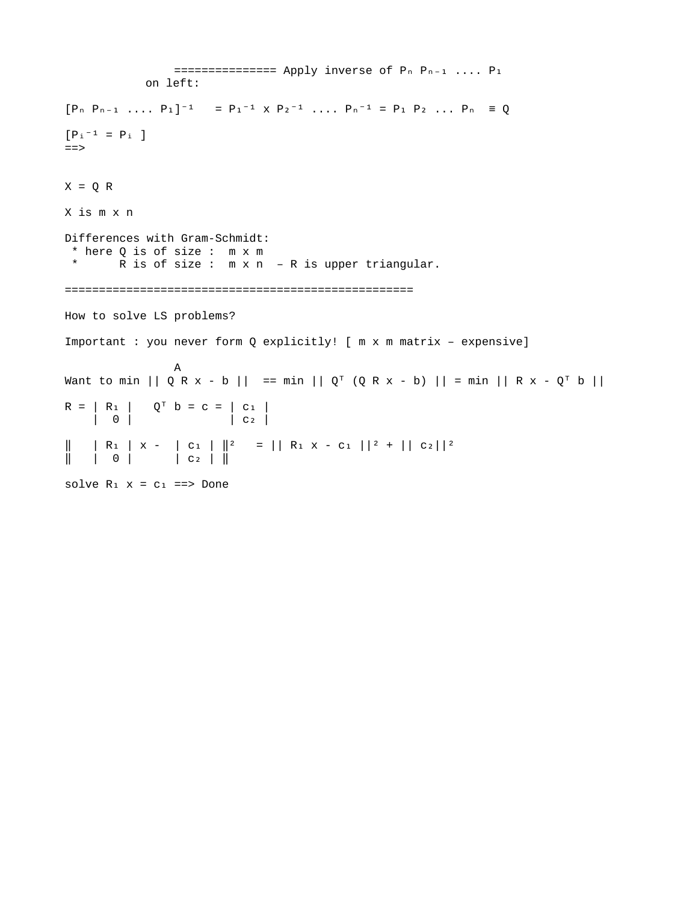=============== Apply inverse of $P_n \, P_{n-1} \, .... \, P_1$ on left:

$[P_n \, P_{n-1} \, .... \, P_1]^{-1} = P_1^{-1} \times P_2^{-1} \, .... \, P_n^{-1} = P_1 \, P_2 \, ... \, P_n \equiv Q$

$[P_i^{-1} = P_i]$

==>

$X = Q R$

X is m x n

Differences with Gram-Schmidt:

* here Q is of size : m x m
* R is of size : m x n – R is upper triangular.

==================================================

How to solve LS problems?

Important : you never form Q explicitly! [ m x m matrix – expensive]

Want to min $\| \overset{A}{Q R} x - b \| == \min \| Q^T (Q R x - b) \| = \min \| R x - Q^T b \|$

$$R = \begin{vmatrix} R_1 \\ 0 \end{vmatrix} \quad Q^T b = c = \begin{vmatrix} c_1 \\ c_2 \end{vmatrix}$$

$$\left\| \begin{vmatrix} R_1 \\ 0 \end{vmatrix} x - \begin{vmatrix} c_1 \\ c_2 \end{vmatrix} \right\|^2 = \| R_1 x - c_1 \|^2 + \| c_2 \|^2$$

solve $R_1 x = c_1$ ==> Done